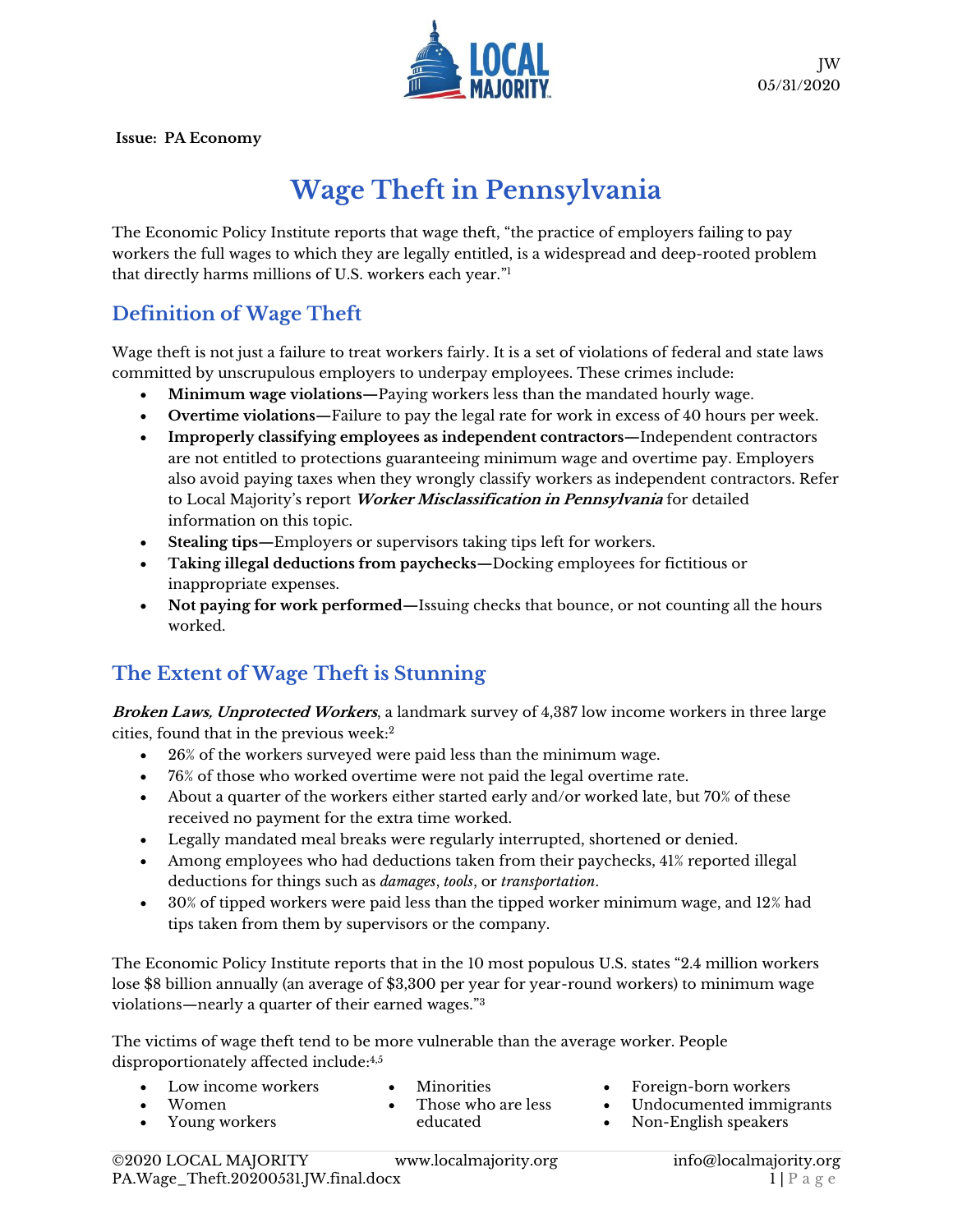JW
05/31/2020

**Issue: PA Economy**

# Wage Theft in Pennsylvania

The Economic Policy Institute reports that wage theft, "the practice of employers failing to pay workers the full wages to which they are legally entitled, is a widespread and deep-rooted problem that directly harms millions of U.S. workers each year."[1]

## Definition of Wage Theft

Wage theft is not just a failure to treat workers fairly. It is a set of violations of federal and state laws committed by unscrupulous employers to underpay employees. These crimes include:

- **Minimum wage violations—**Paying workers less than the mandated hourly wage.
- **Overtime violations—**Failure to pay the legal rate for work in excess of 40 hours per week.
- **Improperly classifying employees as independent contractors—**Independent contractors are not entitled to protections guaranteeing minimum wage and overtime pay. Employers also avoid paying taxes when they wrongly classify workers as independent contractors. Refer to Local Majority's report ***Worker Misclassification in Pennsylvania*** for detailed information on this topic.
- **Stealing tips—**Employers or supervisors taking tips left for workers.
- **Taking illegal deductions from paychecks—**Docking employees for fictitious or inappropriate expenses.
- **Not paying for work performed—**Issuing checks that bounce, or not counting all the hours worked.

## The Extent of Wage Theft is Stunning

***Broken Laws, Unprotected Workers***, a landmark survey of 4,387 low income workers in three large cities, found that in the previous week:[2]

- 26% of the workers surveyed were paid less than the minimum wage.
- 76% of those who worked overtime were not paid the legal overtime rate.
- About a quarter of the workers either started early and/or worked late, but 70% of these received no payment for the extra time worked.
- Legally mandated meal breaks were regularly interrupted, shortened or denied.
- Among employees who had deductions taken from their paychecks, 41% reported illegal deductions for things such as *damages*, *tools*, or *transportation*.
- 30% of tipped workers were paid less than the tipped worker minimum wage, and 12% had tips taken from them by supervisors or the company.

The Economic Policy Institute reports that in the 10 most populous U.S. states "2.4 million workers lose $8 billion annually (an average of $3,300 per year for year-round workers) to minimum wage violations—nearly a quarter of their earned wages."[3]

The victims of wage theft tend to be more vulnerable than the average worker. People disproportionately affected include:[4,5]

- Low income workers
- Women
- Young workers
- Minorities
- Those who are less educated
- Foreign-born workers
- Undocumented immigrants
- Non-English speakers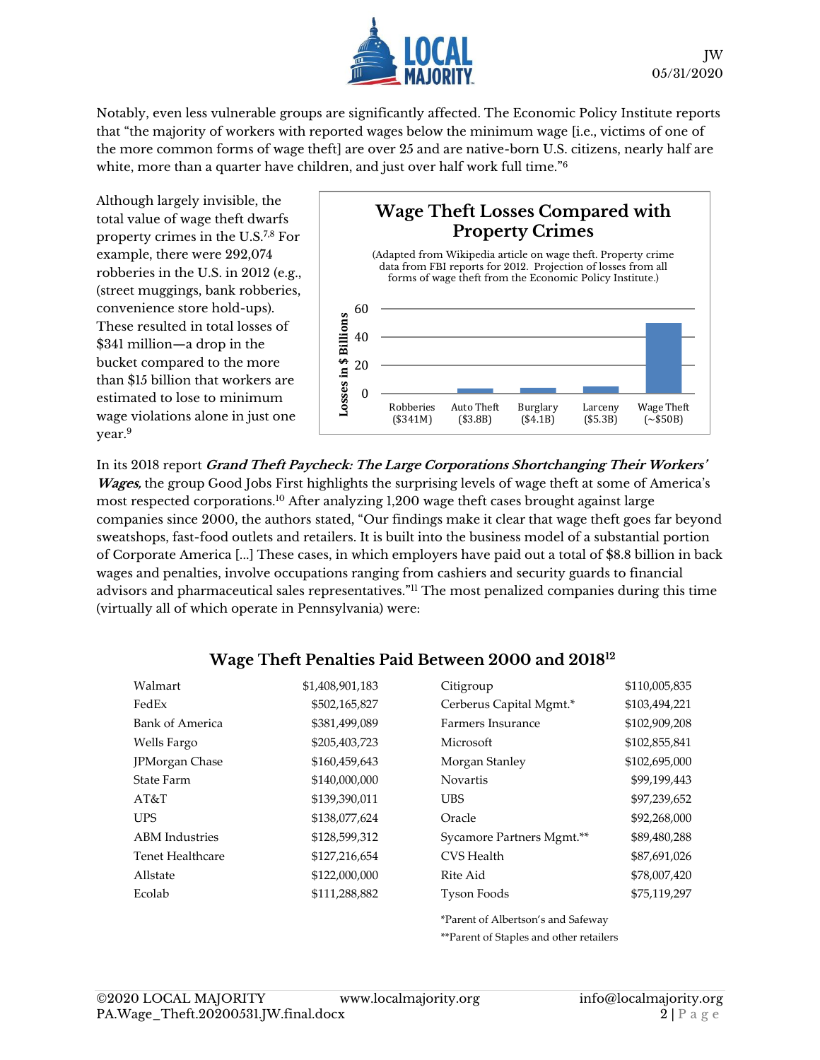Notably, even less vulnerable groups are significantly affected. The Economic Policy Institute reports that "the majority of workers with reported wages below the minimum wage [i.e., victims of one of the more common forms of wage theft] are over 25 and are native-born U.S. citizens, nearly half are white, more than a quarter have children, and just over half work full time."[6]

Although largely invisible, the total value of wage theft dwarfs property crimes in the U.S.[7,8] For example, there were 292,074 robberies in the U.S. in 2012 (e.g., (street muggings, bank robberies, convenience store hold-ups). These resulted in total losses of $341 million—a drop in the bucket compared to the more than $15 billion that workers are estimated to lose to minimum wage violations alone in just one year.[9]

**Wage Theft Losses Compared with Property Crimes**

(Adapted from Wikipedia article on wage theft. Property crime data from FBI reports for 2012. Projection of losses from all forms of wage theft from the Economic Policy Institute.)

| Category | Losses in $ Billions |
|---|---|
| Robberies | ($341M) |
| Auto Theft | ($3.8B) |
| Burglary | ($4.1B) |
| Larceny | ($5.3B) |
| Wage Theft | (~$50B) |

In its 2018 report ***Grand Theft Paycheck: The Large Corporations Shortchanging Their Workers' Wages,*** the group Good Jobs First highlights the surprising levels of wage theft at some of America's most respected corporations.[10] After analyzing 1,200 wage theft cases brought against large companies since 2000, the authors stated, "Our findings make it clear that wage theft goes far beyond sweatshops, fast-food outlets and retailers. It is built into the business model of a substantial portion of Corporate America [...] These cases, in which employers have paid out a total of $8.8 billion in back wages and penalties, involve occupations ranging from cashiers and security guards to financial advisors and pharmaceutical sales representatives."[11] The most penalized companies during this time (virtually all of which operate in Pennsylvania) were:

## Wage Theft Penalties Paid Between 2000 and 2018[12]

| Company | Penalties | Company | Penalties |
|---|---|---|---|
| Walmart | $1,408,901,183 | Citigroup | $110,005,835 |
| FedEx | $502,165,827 | Cerberus Capital Mgmt.* | $103,494,221 |
| Bank of America | $381,499,089 | Farmers Insurance | $102,909,208 |
| Wells Fargo | $205,403,723 | Microsoft | $102,855,841 |
| JPMorgan Chase | $160,459,643 | Morgan Stanley | $102,695,000 |
| State Farm | $140,000,000 | Novartis | $99,199,443 |
| AT&T | $139,390,011 | UBS | $97,239,652 |
| UPS | $138,077,624 | Oracle | $92,268,000 |
| ABM Industries | $128,599,312 | Sycamore Partners Mgmt.** | $89,480,288 |
| Tenet Healthcare | $127,216,654 | CVS Health | $87,691,026 |
| Allstate | $122,000,000 | Rite Aid | $78,007,420 |
| Ecolab | $111,288,882 | Tyson Foods | $75,119,297 |

*Parent of Albertson's and Safeway

**Parent of Staples and other retailers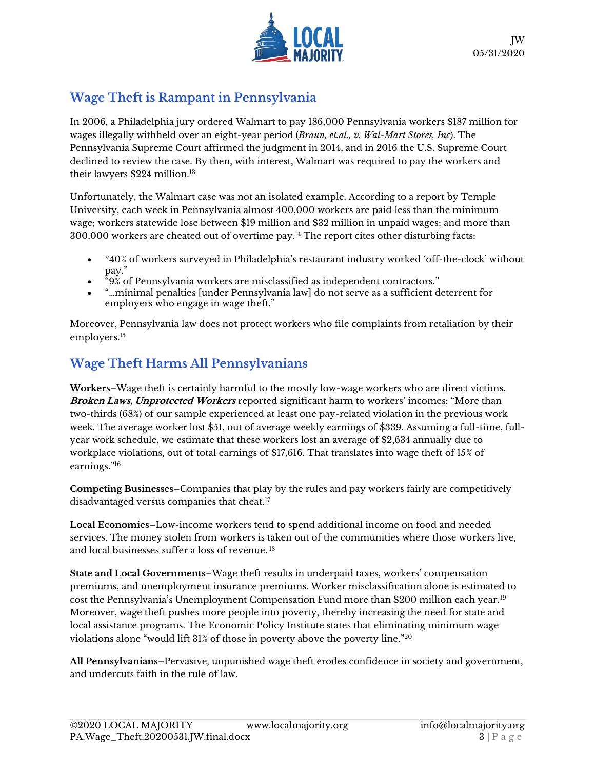## Wage Theft is Rampant in Pennsylvania

In 2006, a Philadelphia jury ordered Walmart to pay 186,000 Pennsylvania workers $187 million for wages illegally withheld over an eight-year period (*Braun, et.al., v. Wal-Mart Stores, Inc*). The Pennsylvania Supreme Court affirmed the judgment in 2014, and in 2016 the U.S. Supreme Court declined to review the case. By then, with interest, Walmart was required to pay the workers and their lawyers $224 million.[13]

Unfortunately, the Walmart case was not an isolated example. According to a report by Temple University, each week in Pennsylvania almost 400,000 workers are paid less than the minimum wage; workers statewide lose between $19 million and $32 million in unpaid wages; and more than 300,000 workers are cheated out of overtime pay.[14] The report cites other disturbing facts:

- "40% of workers surveyed in Philadelphia's restaurant industry worked 'off-the-clock' without pay."
- "9% of Pennsylvania workers are misclassified as independent contractors."
- "…minimal penalties [under Pennsylvania law] do not serve as a sufficient deterrent for employers who engage in wage theft."

Moreover, Pennsylvania law does not protect workers who file complaints from retaliation by their employers.[15]

## Wage Theft Harms All Pennsylvanians

**Workers**–Wage theft is certainly harmful to the mostly low-wage workers who are direct victims. ***Broken Laws, Unprotected Workers*** reported significant harm to workers' incomes: "More than two-thirds (68%) of our sample experienced at least one pay-related violation in the previous work week. The average worker lost $51, out of average weekly earnings of $339. Assuming a full-time, full-year work schedule, we estimate that these workers lost an average of $2,634 annually due to workplace violations, out of total earnings of $17,616. That translates into wage theft of 15% of earnings."[16]

**Competing Businesses**–Companies that play by the rules and pay workers fairly are competitively disadvantaged versus companies that cheat.[17]

**Local Economies**–Low-income workers tend to spend additional income on food and needed services. The money stolen from workers is taken out of the communities where those workers live, and local businesses suffer a loss of revenue.[18]

**State and Local Governments**–Wage theft results in underpaid taxes, workers' compensation premiums, and unemployment insurance premiums. Worker misclassification alone is estimated to cost the Pennsylvania's Unemployment Compensation Fund more than $200 million each year.[19] Moreover, wage theft pushes more people into poverty, thereby increasing the need for state and local assistance programs. The Economic Policy Institute states that eliminating minimum wage violations alone "would lift 31% of those in poverty above the poverty line."[20]

**All Pennsylvanians**–Pervasive, unpunished wage theft erodes confidence in society and government, and undercuts faith in the rule of law.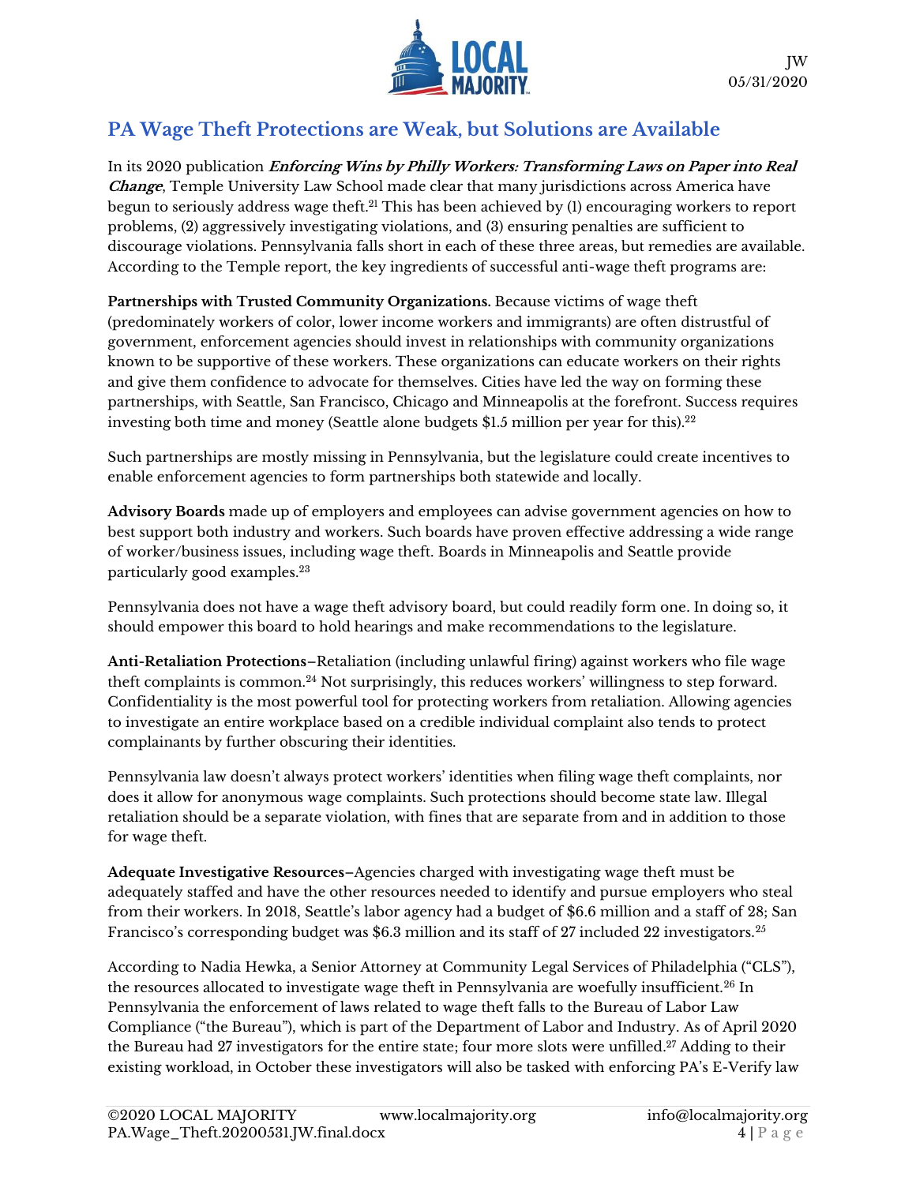## PA Wage Theft Protections are Weak, but Solutions are Available

In its 2020 publication ***Enforcing Wins by Philly Workers: Transforming Laws on Paper into Real Change***, Temple University Law School made clear that many jurisdictions across America have begun to seriously address wage theft.[21] This has been achieved by (1) encouraging workers to report problems, (2) aggressively investigating violations, and (3) ensuring penalties are sufficient to discourage violations. Pennsylvania falls short in each of these three areas, but remedies are available. According to the Temple report, the key ingredients of successful anti-wage theft programs are:

**Partnerships with Trusted Community Organizations.** Because victims of wage theft (predominately workers of color, lower income workers and immigrants) are often distrustful of government, enforcement agencies should invest in relationships with community organizations known to be supportive of these workers. These organizations can educate workers on their rights and give them confidence to advocate for themselves. Cities have led the way on forming these partnerships, with Seattle, San Francisco, Chicago and Minneapolis at the forefront. Success requires investing both time and money (Seattle alone budgets $1.5 million per year for this).[22]

Such partnerships are mostly missing in Pennsylvania, but the legislature could create incentives to enable enforcement agencies to form partnerships both statewide and locally.

**Advisory Boards** made up of employers and employees can advise government agencies on how to best support both industry and workers. Such boards have proven effective addressing a wide range of worker/business issues, including wage theft. Boards in Minneapolis and Seattle provide particularly good examples.[23]

Pennsylvania does not have a wage theft advisory board, but could readily form one. In doing so, it should empower this board to hold hearings and make recommendations to the legislature.

**Anti-Retaliation Protections**–Retaliation (including unlawful firing) against workers who file wage theft complaints is common.[24] Not surprisingly, this reduces workers' willingness to step forward. Confidentiality is the most powerful tool for protecting workers from retaliation. Allowing agencies to investigate an entire workplace based on a credible individual complaint also tends to protect complainants by further obscuring their identities.

Pennsylvania law doesn't always protect workers' identities when filing wage theft complaints, nor does it allow for anonymous wage complaints. Such protections should become state law. Illegal retaliation should be a separate violation, with fines that are separate from and in addition to those for wage theft.

**Adequate Investigative Resources**–Agencies charged with investigating wage theft must be adequately staffed and have the other resources needed to identify and pursue employers who steal from their workers. In 2018, Seattle's labor agency had a budget of $6.6 million and a staff of 28; San Francisco's corresponding budget was $6.3 million and its staff of 27 included 22 investigators.[25]

According to Nadia Hewka, a Senior Attorney at Community Legal Services of Philadelphia ("CLS"), the resources allocated to investigate wage theft in Pennsylvania are woefully insufficient.[26] In Pennsylvania the enforcement of laws related to wage theft falls to the Bureau of Labor Law Compliance ("the Bureau"), which is part of the Department of Labor and Industry. As of April 2020 the Bureau had 27 investigators for the entire state; four more slots were unfilled.[27] Adding to their existing workload, in October these investigators will also be tasked with enforcing PA's E-Verify law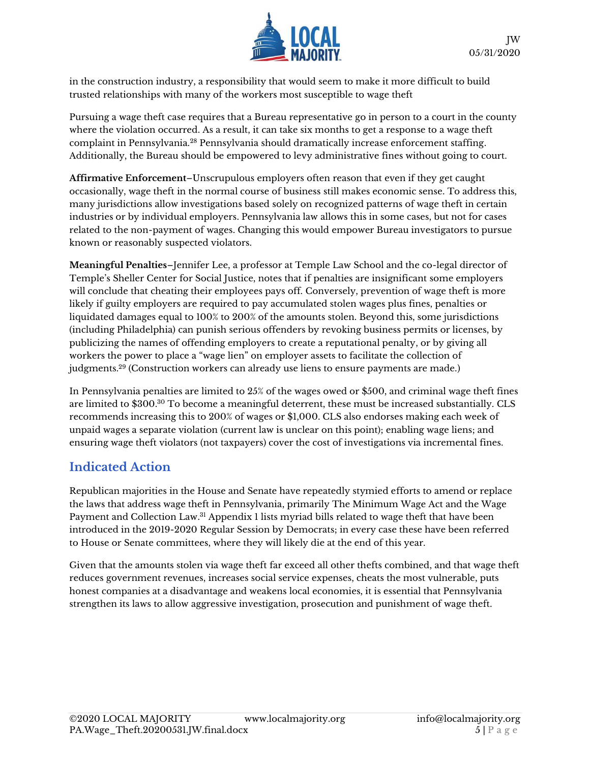in the construction industry, a responsibility that would seem to make it more difficult to build trusted relationships with many of the workers most susceptible to wage theft

Pursuing a wage theft case requires that a Bureau representative go in person to a court in the county where the violation occurred. As a result, it can take six months to get a response to a wage theft complaint in Pennsylvania.[28] Pennsylvania should dramatically increase enforcement staffing. Additionally, the Bureau should be empowered to levy administrative fines without going to court.

**Affirmative Enforcement**–Unscrupulous employers often reason that even if they get caught occasionally, wage theft in the normal course of business still makes economic sense. To address this, many jurisdictions allow investigations based solely on recognized patterns of wage theft in certain industries or by individual employers. Pennsylvania law allows this in some cases, but not for cases related to the non-payment of wages. Changing this would empower Bureau investigators to pursue known or reasonably suspected violators.

**Meaningful Penalties**–Jennifer Lee, a professor at Temple Law School and the co-legal director of Temple's Sheller Center for Social Justice, notes that if penalties are insignificant some employers will conclude that cheating their employees pays off. Conversely, prevention of wage theft is more likely if guilty employers are required to pay accumulated stolen wages plus fines, penalties or liquidated damages equal to 100% to 200% of the amounts stolen. Beyond this, some jurisdictions (including Philadelphia) can punish serious offenders by revoking business permits or licenses, by publicizing the names of offending employers to create a reputational penalty, or by giving all workers the power to place a "wage lien" on employer assets to facilitate the collection of judgments.[29] (Construction workers can already use liens to ensure payments are made.)

In Pennsylvania penalties are limited to 25% of the wages owed or $500, and criminal wage theft fines are limited to $300.[30] To become a meaningful deterrent, these must be increased substantially. CLS recommends increasing this to 200% of wages or $1,000. CLS also endorses making each week of unpaid wages a separate violation (current law is unclear on this point); enabling wage liens; and ensuring wage theft violators (not taxpayers) cover the cost of investigations via incremental fines.

## Indicated Action

Republican majorities in the House and Senate have repeatedly stymied efforts to amend or replace the laws that address wage theft in Pennsylvania, primarily The Minimum Wage Act and the Wage Payment and Collection Law.[31] Appendix 1 lists myriad bills related to wage theft that have been introduced in the 2019-2020 Regular Session by Democrats; in every case these have been referred to House or Senate committees, where they will likely die at the end of this year.

Given that the amounts stolen via wage theft far exceed all other thefts combined, and that wage theft reduces government revenues, increases social service expenses, cheats the most vulnerable, puts honest companies at a disadvantage and weakens local economies, it is essential that Pennsylvania strengthen its laws to allow aggressive investigation, prosecution and punishment of wage theft.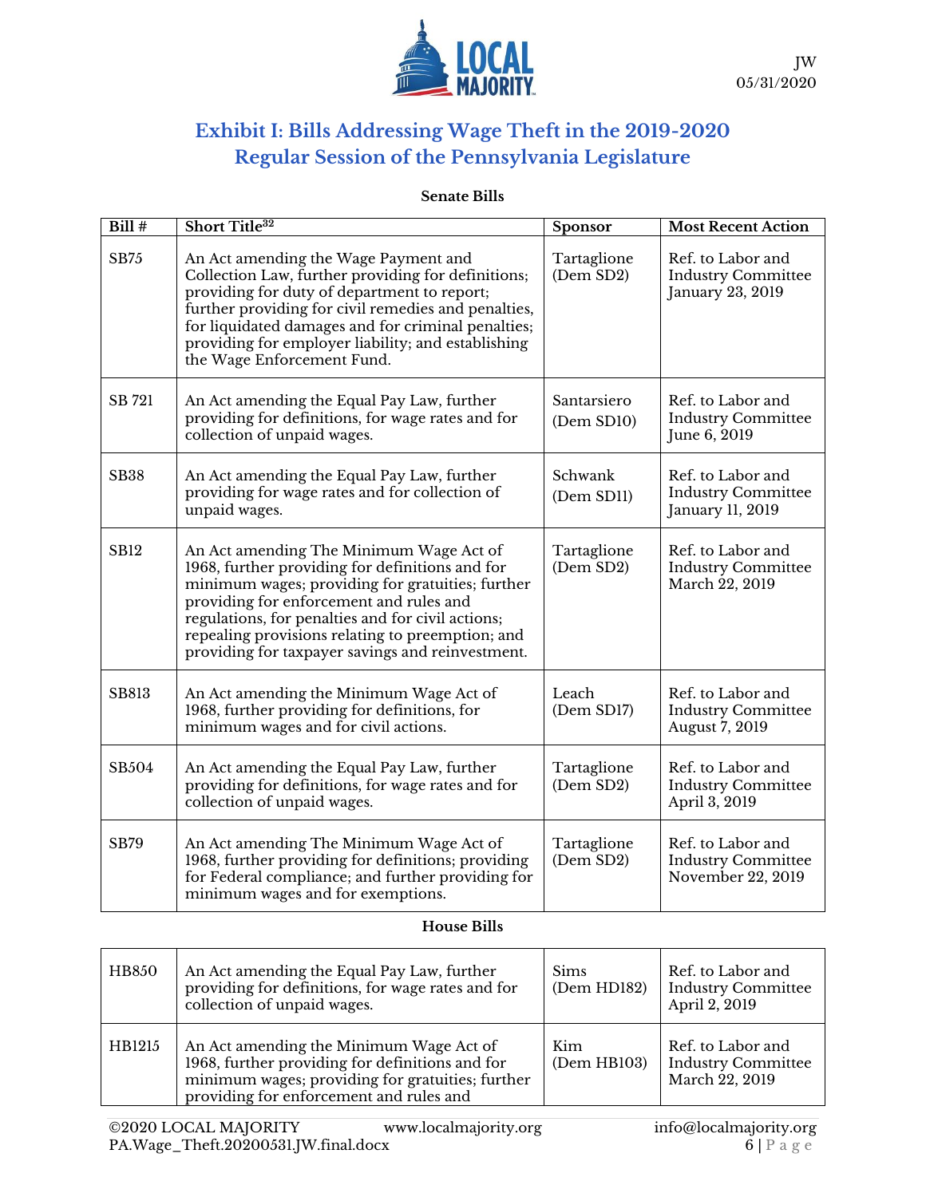## Exhibit I: Bills Addressing Wage Theft in the 2019-2020 Regular Session of the Pennsylvania Legislature

**Senate Bills**

| Bill # | Short Title[32] | Sponsor | Most Recent Action |
|---|---|---|---|
| SB75 | An Act amending the Wage Payment and Collection Law, further providing for definitions; providing for duty of department to report; further providing for civil remedies and penalties, for liquidated damages and for criminal penalties; providing for employer liability; and establishing the Wage Enforcement Fund. | Tartaglione (Dem SD2) | Ref. to Labor and Industry Committee January 23, 2019 |
| SB 721 | An Act amending the Equal Pay Law, further providing for definitions, for wage rates and for collection of unpaid wages. | Santarsiero (Dem SD10) | Ref. to Labor and Industry Committee June 6, 2019 |
| SB38 | An Act amending the Equal Pay Law, further providing for wage rates and for collection of unpaid wages. | Schwank (Dem SD11) | Ref. to Labor and Industry Committee January 11, 2019 |
| SB12 | An Act amending The Minimum Wage Act of 1968, further providing for definitions and for minimum wages; providing for gratuities; further providing for enforcement and rules and regulations, for penalties and for civil actions; repealing provisions relating to preemption; and providing for taxpayer savings and reinvestment. | Tartaglione (Dem SD2) | Ref. to Labor and Industry Committee March 22, 2019 |
| SB813 | An Act amending the Minimum Wage Act of 1968, further providing for definitions, for minimum wages and for civil actions. | Leach (Dem SD17) | Ref. to Labor and Industry Committee August 7, 2019 |
| SB504 | An Act amending the Equal Pay Law, further providing for definitions, for wage rates and for collection of unpaid wages. | Tartaglione (Dem SD2) | Ref. to Labor and Industry Committee April 3, 2019 |
| SB79 | An Act amending The Minimum Wage Act of 1968, further providing for definitions; providing for Federal compliance; and further providing for minimum wages and for exemptions. | Tartaglione (Dem SD2) | Ref. to Labor and Industry Committee November 22, 2019 |

**House Bills**

| Bill # | Short Title | Sponsor | Most Recent Action |
|---|---|---|---|
| HB850 | An Act amending the Equal Pay Law, further providing for definitions, for wage rates and for collection of unpaid wages. | Sims (Dem HD182) | Ref. to Labor and Industry Committee April 2, 2019 |
| HB1215 | An Act amending the Minimum Wage Act of 1968, further providing for definitions and for minimum wages; providing for gratuities; further providing for enforcement and rules and | Kim (Dem HB103) | Ref. to Labor and Industry Committee March 22, 2019 |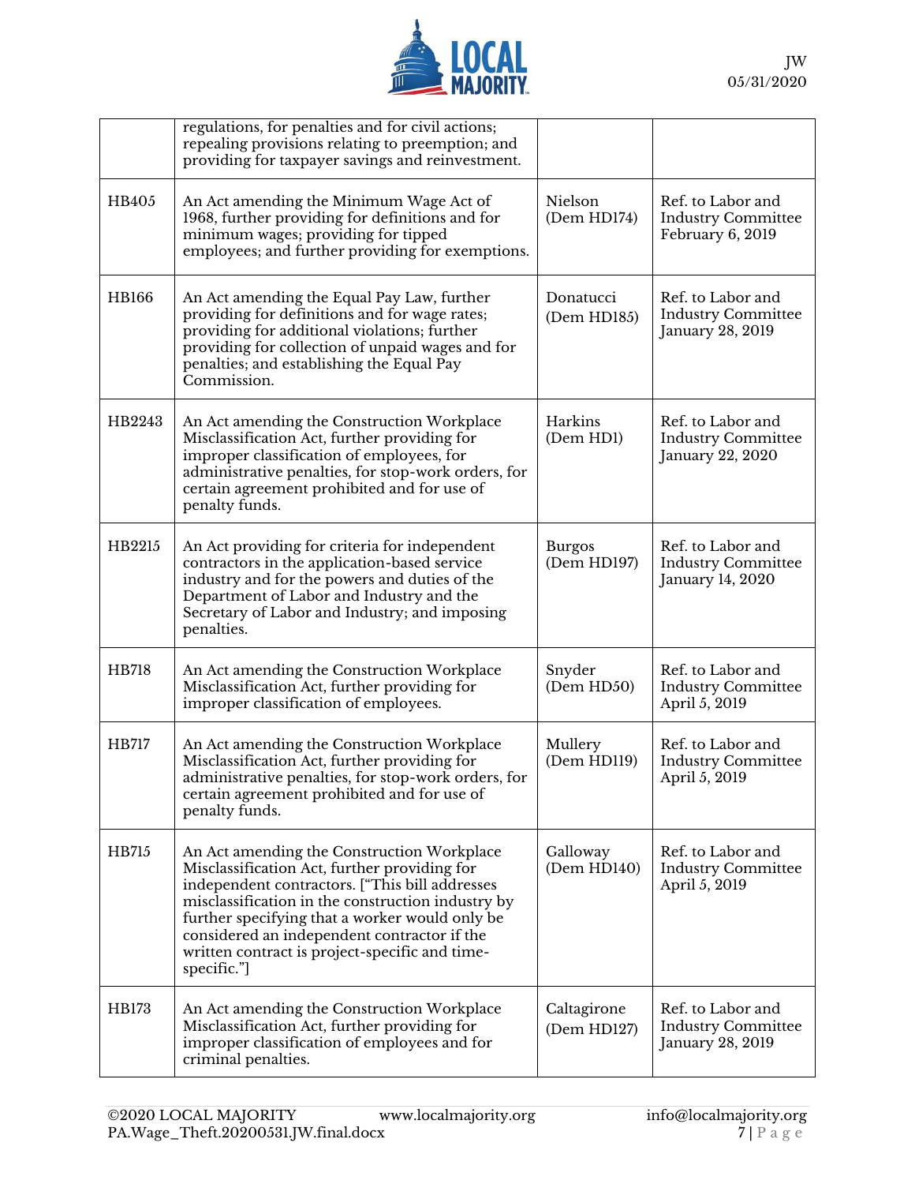| | | | |
|---|---|---|---|
| | regulations, for penalties and for civil actions; repealing provisions relating to preemption; and providing for taxpayer savings and reinvestment. | | |
| HB405 | An Act amending the Minimum Wage Act of 1968, further providing for definitions and for minimum wages; providing for tipped employees; and further providing for exemptions. | Nielson (Dem HD174) | Ref. to Labor and Industry Committee February 6, 2019 |
| HB166 | An Act amending the Equal Pay Law, further providing for definitions and for wage rates; providing for additional violations; further providing for collection of unpaid wages and for penalties; and establishing the Equal Pay Commission. | Donatucci (Dem HD185) | Ref. to Labor and Industry Committee January 28, 2019 |
| HB2243 | An Act amending the Construction Workplace Misclassification Act, further providing for improper classification of employees, for administrative penalties, for stop-work orders, for certain agreement prohibited and for use of penalty funds. | Harkins (Dem HD1) | Ref. to Labor and Industry Committee January 22, 2020 |
| HB2215 | An Act providing for criteria for independent contractors in the application-based service industry and for the powers and duties of the Department of Labor and Industry and the Secretary of Labor and Industry; and imposing penalties. | Burgos (Dem HD197) | Ref. to Labor and Industry Committee January 14, 2020 |
| HB718 | An Act amending the Construction Workplace Misclassification Act, further providing for improper classification of employees. | Snyder (Dem HD50) | Ref. to Labor and Industry Committee April 5, 2019 |
| HB717 | An Act amending the Construction Workplace Misclassification Act, further providing for administrative penalties, for stop-work orders, for certain agreement prohibited and for use of penalty funds. | Mullery (Dem HD119) | Ref. to Labor and Industry Committee April 5, 2019 |
| HB715 | An Act amending the Construction Workplace Misclassification Act, further providing for independent contractors. ["This bill addresses misclassification in the construction industry by further specifying that a worker would only be considered an independent contractor if the written contract is project-specific and time-specific."] | Galloway (Dem HD140) | Ref. to Labor and Industry Committee April 5, 2019 |
| HB173 | An Act amending the Construction Workplace Misclassification Act, further providing for improper classification of employees and for criminal penalties. | Caltagirone (Dem HD127) | Ref. to Labor and Industry Committee January 28, 2019 |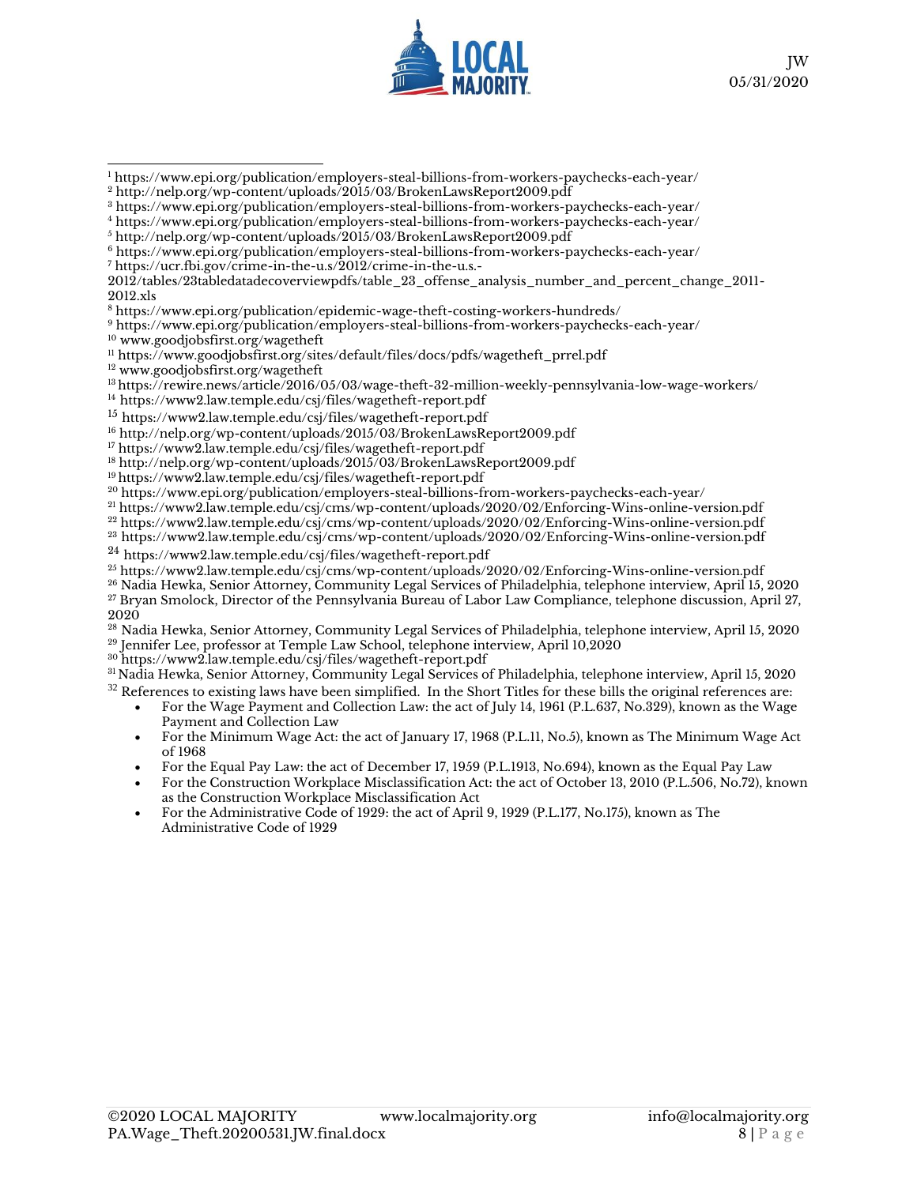[1] https://www.epi.org/publication/employers-steal-billions-from-workers-paychecks-each-year/

[2] http://nelp.org/wp-content/uploads/2015/03/BrokenLawsReport2009.pdf

[3] https://www.epi.org/publication/employers-steal-billions-from-workers-paychecks-each-year/

[4] https://www.epi.org/publication/employers-steal-billions-from-workers-paychecks-each-year/

[5] http://nelp.org/wp-content/uploads/2015/03/BrokenLawsReport2009.pdf

[6] https://www.epi.org/publication/employers-steal-billions-from-workers-paychecks-each-year/

[7] https://ucr.fbi.gov/crime-in-the-u.s/2012/crime-in-the-u.s.-2012/tables/23tabledatadecoverviewpdfs/table_23_offense_analysis_number_and_percent_change_2011-2012.xls

[8] https://www.epi.org/publication/epidemic-wage-theft-costing-workers-hundreds/

[9] https://www.epi.org/publication/employers-steal-billions-from-workers-paychecks-each-year/

[10] www.goodjobsfirst.org/wagetheft

[11] https://www.goodjobsfirst.org/sites/default/files/docs/pdfs/wagetheft_prrel.pdf

[12] www.goodjobsfirst.org/wagetheft

[13] https://rewire.news/article/2016/05/03/wage-theft-32-million-weekly-pennsylvania-low-wage-workers/

[14] https://www2.law.temple.edu/csj/files/wagetheft-report.pdf

[15] https://www2.law.temple.edu/csj/files/wagetheft-report.pdf

[16] http://nelp.org/wp-content/uploads/2015/03/BrokenLawsReport2009.pdf

[17] https://www2.law.temple.edu/csj/files/wagetheft-report.pdf

[18] http://nelp.org/wp-content/uploads/2015/03/BrokenLawsReport2009.pdf

[19] https://www2.law.temple.edu/csj/files/wagetheft-report.pdf

[20] https://www.epi.org/publication/employers-steal-billions-from-workers-paychecks-each-year/

[21] https://www2.law.temple.edu/csj/cms/wp-content/uploads/2020/02/Enforcing-Wins-online-version.pdf

[22] https://www2.law.temple.edu/csj/cms/wp-content/uploads/2020/02/Enforcing-Wins-online-version.pdf

[23] https://www2.law.temple.edu/csj/cms/wp-content/uploads/2020/02/Enforcing-Wins-online-version.pdf

[24] https://www2.law.temple.edu/csj/files/wagetheft-report.pdf

[25] https://www2.law.temple.edu/csj/cms/wp-content/uploads/2020/02/Enforcing-Wins-online-version.pdf

[26] Nadia Hewka, Senior Attorney, Community Legal Services of Philadelphia, telephone interview, April 15, 2020

[27] Bryan Smolock, Director of the Pennsylvania Bureau of Labor Law Compliance, telephone discussion, April 27, 2020

[28] Nadia Hewka, Senior Attorney, Community Legal Services of Philadelphia, telephone interview, April 15, 2020

[29] Jennifer Lee, professor at Temple Law School, telephone interview, April 10,2020

[30] https://www2.law.temple.edu/csj/files/wagetheft-report.pdf

[31] Nadia Hewka, Senior Attorney, Community Legal Services of Philadelphia, telephone interview, April 15, 2020

[32] References to existing laws have been simplified. In the Short Titles for these bills the original references are:

- For the Wage Payment and Collection Law: the act of July 14, 1961 (P.L.637, No.329), known as the Wage Payment and Collection Law
- For the Minimum Wage Act: the act of January 17, 1968 (P.L.11, No.5), known as The Minimum Wage Act of 1968
- For the Equal Pay Law: the act of December 17, 1959 (P.L.1913, No.694), known as the Equal Pay Law
- For the Construction Workplace Misclassification Act: the act of October 13, 2010 (P.L.506, No.72), known as the Construction Workplace Misclassification Act
- For the Administrative Code of 1929: the act of April 9, 1929 (P.L.177, No.175), known as The Administrative Code of 1929